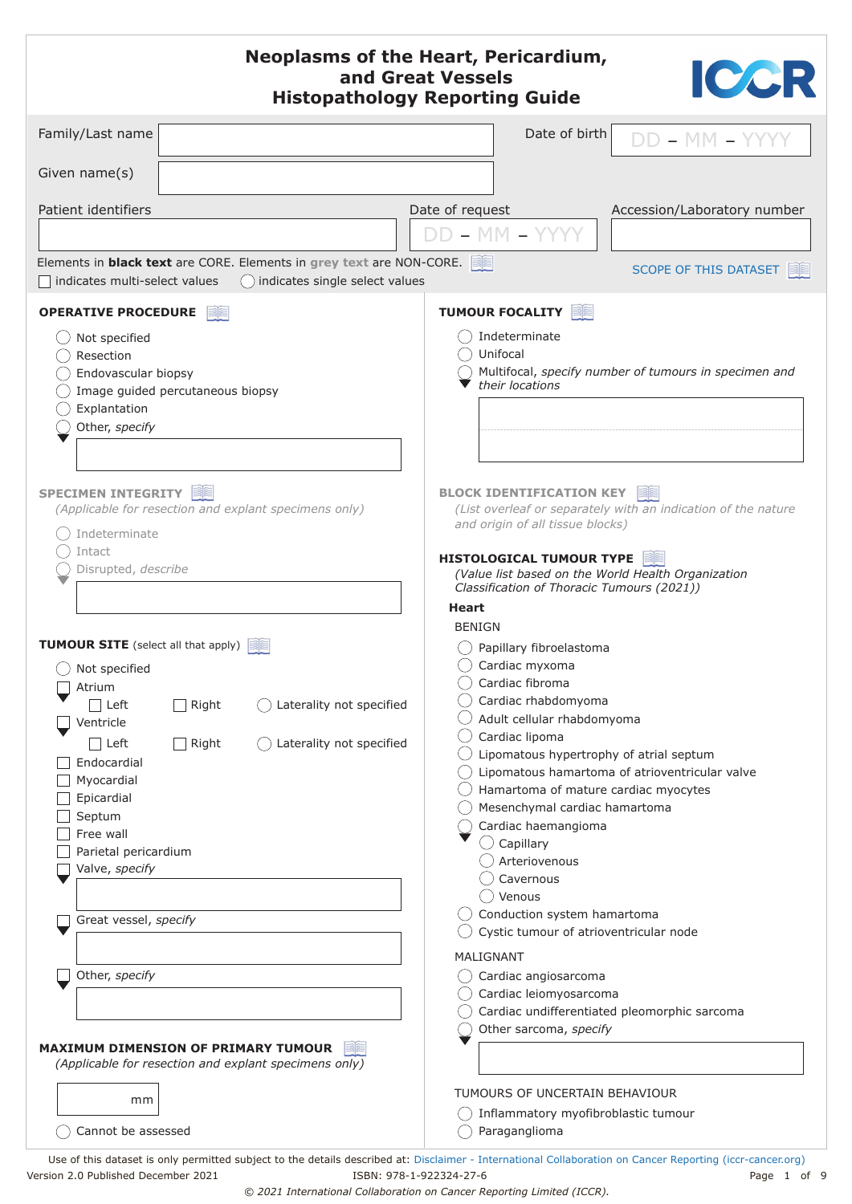# Neoplasms of the Heart, Pericardium, and Great Vessels Histopathology Reporting Guide

Family/Last name

Given name(s)

Date of birth DD – MM – YYYY

Patient identifiers

Date of request DD – MM – YYYY

Accession/Laboratory number

Elements in **black text** are CORE. Elements in grey text are NON-CORE.

SCOPE OF THIS DATASET

☐ indicates multi-select values ◯ indicates single select values

## OPERATIVE PROCEDURE

- ◯ Not specified
- ◯ Resection
- ◯ Endovascular biopsy
- ◯ Image guided percutaneous biopsy
- ◯ Explantation
- ◯ Other, *specify*

## SPECIMEN INTEGRITY

*(Applicable for resection and explant specimens only)*

- ◯ Indeterminate
- ◯ Intact
- ◯ Disrupted, *describe*

## TUMOUR SITE (select all that apply)

- ◯ Not specified
- ☐ Atrium
  - ☐ Left ☐ Right ◯ Laterality not specified
- ☐ Ventricle
  - ☐ Left ☐ Right ◯ Laterality not specified
- ☐ Endocardial
- ☐ Myocardial
- ☐ Epicardial
- ☐ Septum
- ☐ Free wall
- ☐ Parietal pericardium
- ☐ Valve, *specify*
- ☐ Great vessel, *specify*
- ☐ Other, *specify*

## MAXIMUM DIMENSION OF PRIMARY TUMOUR

*(Applicable for resection and explant specimens only)*

_____ mm

- ◯ Cannot be assessed

## TUMOUR FOCALITY

- ◯ Indeterminate
- ◯ Unifocal
- ◯ Multifocal, *specify number of tumours in specimen and their locations*

## BLOCK IDENTIFICATION KEY

*(List overleaf or separately with an indication of the nature and origin of all tissue blocks)*

## HISTOLOGICAL TUMOUR TYPE

*(Value list based on the World Health Organization Classification of Thoracic Tumours (2021))*

### Heart

BENIGN

- ◯ Papillary fibroelastoma
- ◯ Cardiac myxoma
- ◯ Cardiac fibroma
- ◯ Cardiac rhabdomyoma
- ◯ Adult cellular rhabdomyoma
- ◯ Cardiac lipoma
- ◯ Lipomatous hypertrophy of atrial septum
- ◯ Lipomatous hamartoma of atrioventricular valve
- ◯ Hamartoma of mature cardiac myocytes
- ◯ Mesenchymal cardiac hamartoma
- ◯ Cardiac haemangioma
  - ◯ Capillary
  - ◯ Arteriovenous
  - ◯ Cavernous
  - ◯ Venous
- ◯ Conduction system hamartoma
- ◯ Cystic tumour of atrioventricular node

MALIGNANT

- ◯ Cardiac angiosarcoma
- ◯ Cardiac leiomyosarcoma
- ◯ Cardiac undifferentiated pleomorphic sarcoma
- ◯ Other sarcoma, *specify*

TUMOURS OF UNCERTAIN BEHAVIOUR

- ◯ Inflammatory myofibroblastic tumour
- ◯ Paraganglioma

Use of this dataset is only permitted subject to the details described at: Disclaimer - International Collaboration on Cancer Reporting (iccr-cancer.org)

Version 2.0 Published December 2021 ISBN: 978-1-922324-27-6

*© 2021 International Collaboration on Cancer Reporting Limited (ICCR).*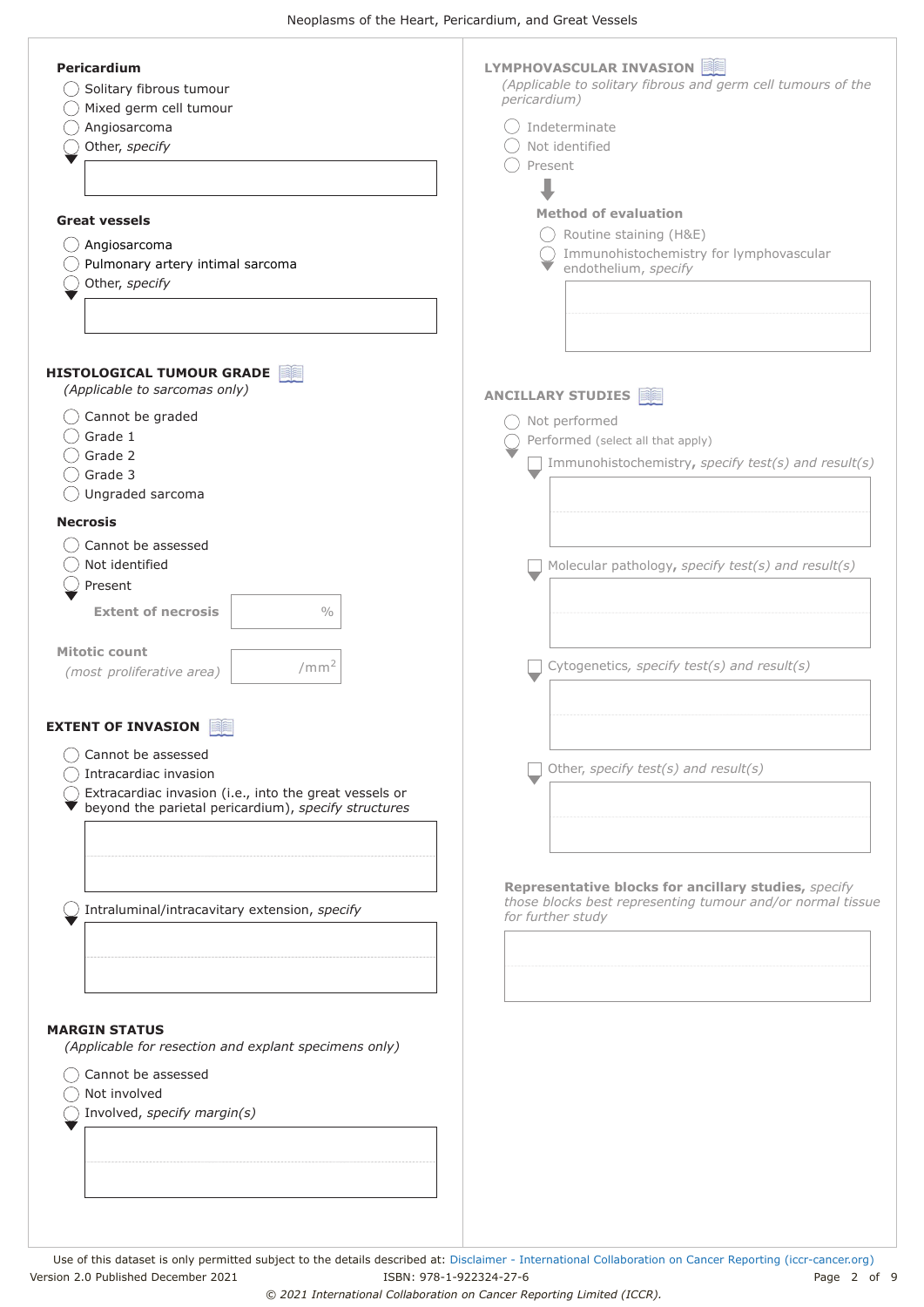**Pericardium**

- Solitary fibrous tumour
- Mixed germ cell tumour
- Angiosarcoma
- Other, *specify*

**Great vessels**

- Angiosarcoma
- Pulmonary artery intimal sarcoma
- Other, *specify*

## HISTOLOGICAL TUMOUR GRADE

*(Applicable to sarcomas only)*

- Cannot be graded
- Grade 1
- Grade 2
- Grade 3
- Ungraded sarcoma

**Necrosis**

- Cannot be assessed
- Not identified
- Present

**Extent of necrosis** %

**Mitotic count** *(most proliferative area)* /mm$^2$

## EXTENT OF INVASION

- Cannot be assessed
- Intracardiac invasion
- Extracardiac invasion (i.e., into the great vessels or beyond the parietal pericardium), *specify structures*
- Intraluminal/intracavitary extension, *specify*

## MARGIN STATUS

*(Applicable for resection and explant specimens only)*

- Cannot be assessed
- Not involved
- Involved, *specify margin(s)*

## LYMPHOVASCULAR INVASION

*(Applicable to solitary fibrous and germ cell tumours of the pericardium)*

- Indeterminate
- Not identified
- Present

**Method of evaluation**

- Routine staining (H&E)
- Immunohistochemistry for lymphovascular endothelium, *specify*

## ANCILLARY STUDIES

- Not performed
- Performed (select all that apply)
  - Immunohistochemistry, *specify test(s) and result(s)*
  - Molecular pathology, *specify test(s) and result(s)*
  - Cytogenetics, *specify test(s) and result(s)*
  - Other, *specify test(s) and result(s)*

**Representative blocks for ancillary studies,** *specify those blocks best representing tumour and/or normal tissue for further study*